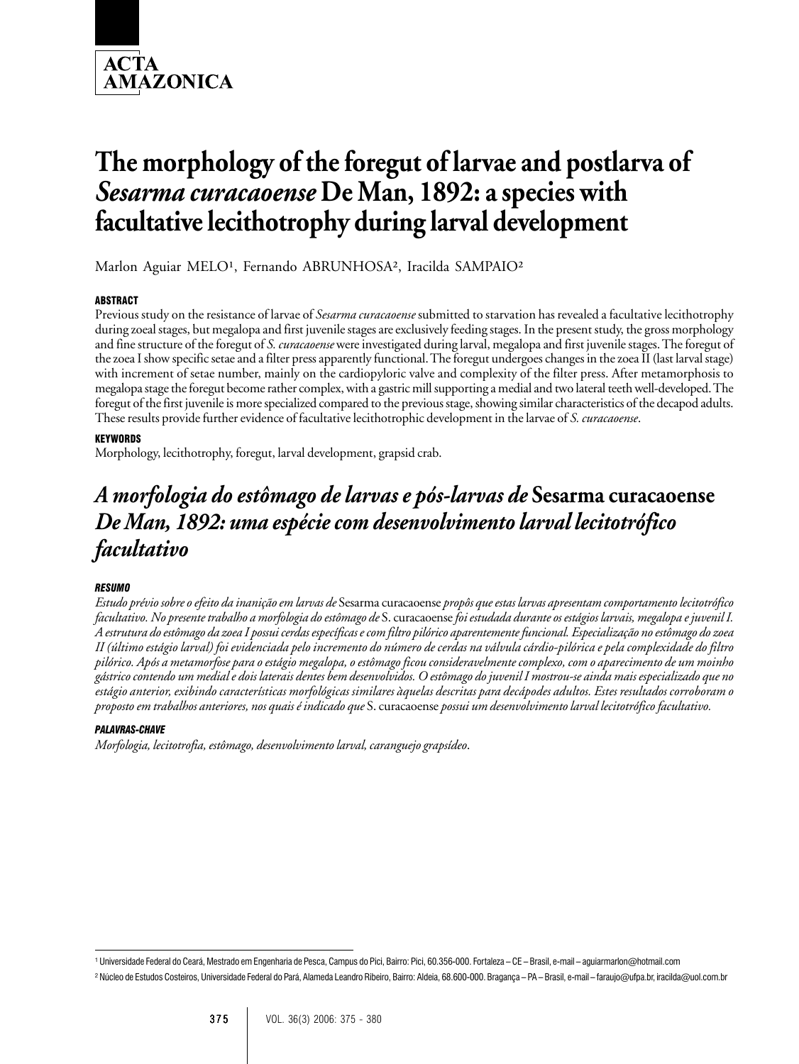# The morphology of the foregut of larvae and postlarva of *Sesarma curacaoense* De Man, 1892: a species with facultative lecithotrophy during larval development

Marlon Aguiar MELO[1], Fernando ABRUNHOSA[2], Iracilda SAMPAIO[2]

#### ABSTRACT

Previous study on the resistance of larvae of *Sesarma curacaoense* submitted to starvation has revealed a facultative lecithotrophy during zoeal stages, but megalopa and first juvenile stages are exclusively feeding stages. In the present study, the gross morphology and fine structure of the foregut of *S. curacaoense* were investigated during larval, megalopa and first juvenile stages. The foregut of the zoea I show specific setae and a filter press apparently functional. The foregut undergoes changes in the zoea II (last larval stage) with increment of setae number, mainly on the cardiopyloric valve and complexity of the filter press. After metamorphosis to megalopa stage the foregut become rather complex, with a gastric mill supporting a medial and two lateral teeth well-developed. The foregut of the first juvenile is more specialized compared to the previous stage, showing similar characteristics of the decapod adults. These results provide further evidence of facultative lecithotrophic development in the larvae of *S. curacaoense*.

#### KEYWORDS

Morphology, lecithotrophy, foregut, larval development, grapsid crab.

# *A morfologia do estômago de larvas e pós-larvas de* Sesarma curacaoense *De Man, 1892: uma espécie com desenvolvimento larval lecitotrófico facultativo*

#### *RESUMO*

*Estudo prévio sobre o efeito da inanição em larvas de* Sesarma curacaoense *propôs que estas larvas apresentam comportamento lecitotrófico facultativo. No presente trabalho a morfologia do estômago de* S. curacaoense *foi estudada durante os estágios larvais, megalopa e juvenil I. A estrutura do estômago da zoea I possui cerdas específicas e com filtro pilórico aparentemente funcional. Especialização no estômago do zoea II (último estágio larval) foi evidenciada pelo incremento do número de cerdas na válvula cárdio-pilórica e pela complexidade do filtro pilórico. Após a metamorfose para o estágio megalopa, o estômago ficou consideravelmente complexo, com o aparecimento de um moinho gástrico contendo um medial e dois laterais dentes bem desenvolvidos. O estômago do juvenil I mostrou-se ainda mais especializado que no estágio anterior, exibindo características morfológicas similares àquelas descritas para decápodes adultos. Estes resultados corroboram o proposto em trabalhos anteriores, nos quais é indicado que* S. curacaoense *possui um desenvolvimento larval lecitotrófico facultativo.*

#### *PALAVRAS-CHAVE*

*Morfologia, lecitotrofia, estômago, desenvolvimento larval, caranguejo grapsídeo.*

---

[1] Universidade Federal do Ceará, Mestrado em Engenharia de Pesca, Campus do Pici, Bairro: Pici, 60.356-000. Fortaleza – CE – Brasil, e-mail – aguiarmarlon@hotmail.com

[2] Núcleo de Estudos Costeiros, Universidade Federal do Pará, Alameda Leandro Ribeiro, Bairro: Aldeia, 68.600-000. Bragança – PA – Brasil, e-mail – faraujo@ufpa.br, iracilda@uol.com.br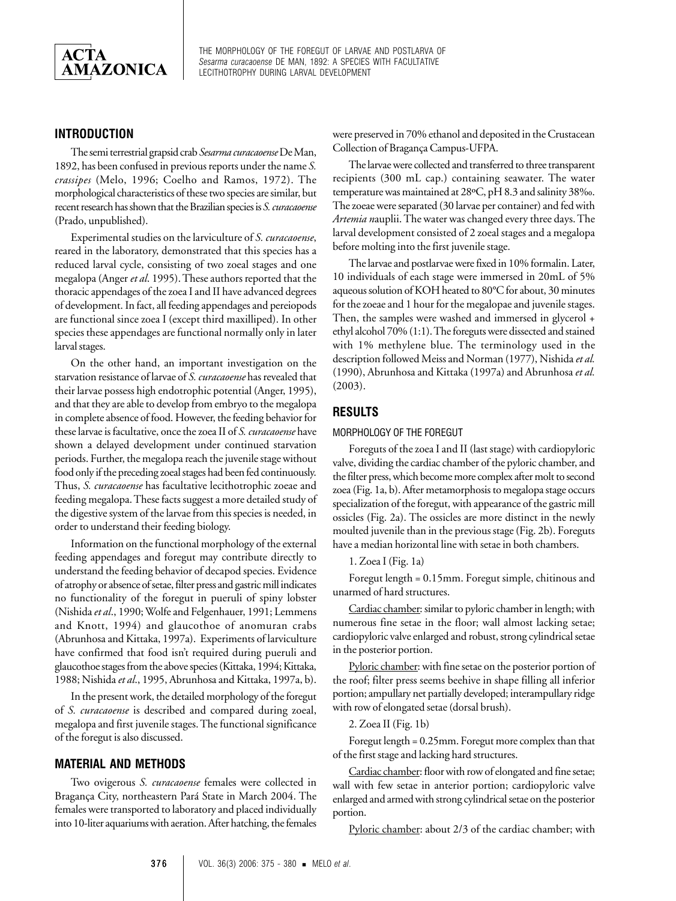## INTRODUCTION

The semi terrestrial grapsid crab *Sesarma curacaoense* De Man, 1892, has been confused in previous reports under the name *S. crassipes* (Melo, 1996; Coelho and Ramos, 1972). The morphological characteristics of these two species are similar, but recent research has shown that the Brazilian species is *S. curacaoense* (Prado, unpublished).

Experimental studies on the larviculture of *S. curacaoense*, reared in the laboratory, demonstrated that this species has a reduced larval cycle, consisting of two zoeal stages and one megalopa (Anger *et al*. 1995). These authors reported that the thoracic appendages of the zoea I and II have advanced degrees of development. In fact, all feeding appendages and pereiopods are functional since zoea I (except third maxilliped). In other species these appendages are functional normally only in later larval stages.

On the other hand, an important investigation on the starvation resistance of larvae of *S. curacaoense* has revealed that their larvae possess high endotrophic potential (Anger, 1995), and that they are able to develop from embryo to the megalopa in complete absence of food. However, the feeding behavior for these larvae is facultative, once the zoea II of *S. curacaoense* have shown a delayed development under continued starvation periods. Further, the megalopa reach the juvenile stage without food only if the preceding zoeal stages had been fed continuously. Thus, *S. curacaoense* has facultative lecithotrophic zoeae and feeding megalopa. These facts suggest a more detailed study of the digestive system of the larvae from this species is needed, in order to understand their feeding biology.

Information on the functional morphology of the external feeding appendages and foregut may contribute directly to understand the feeding behavior of decapod species. Evidence of atrophy or absence of setae, filter press and gastric mill indicates no functionality of the foregut in pueruli of spiny lobster (Nishida *et al*., 1990; Wolfe and Felgenhauer, 1991; Lemmens and Knott, 1994) and glaucothoe of anomuran crabs (Abrunhosa and Kittaka, 1997a). Experiments of larviculture have confirmed that food isn't required during pueruli and glaucothoe stages from the above species (Kittaka, 1994; Kittaka, 1988; Nishida *et al*., 1995, Abrunhosa and Kittaka, 1997a, b).

In the present work, the detailed morphology of the foregut of *S. curacaoense* is described and compared during zoeal, megalopa and first juvenile stages. The functional significance of the foregut is also discussed.

## MATERIAL AND METHODS

Two ovigerous *S. curacaoense* females were collected in Bragança City, northeastern Pará State in March 2004. The females were transported to laboratory and placed individually into 10-liter aquariums with aeration. After hatching, the females were preserved in 70% ethanol and deposited in the Crustacean Collection of Bragança Campus-UFPA.

The larvae were collected and transferred to three transparent recipients (300 mL cap.) containing seawater. The water temperature was maintained at 28ºC, pH 8.3 and salinity 38‰. The zoeae were separated (30 larvae per container) and fed with *Artemia n*auplii. The water was changed every three days. The larval development consisted of 2 zoeal stages and a megalopa before molting into the first juvenile stage.

The larvae and postlarvae were fixed in 10% formalin. Later, 10 individuals of each stage were immersed in 20mL of 5% aqueous solution of KOH heated to 80°C for about, 30 minutes for the zoeae and 1 hour for the megalopae and juvenile stages. Then, the samples were washed and immersed in glycerol + ethyl alcohol 70% (1:1). The foreguts were dissected and stained with 1% methylene blue. The terminology used in the description followed Meiss and Norman (1977), Nishida *et al.* (1990), Abrunhosa and Kittaka (1997a) and Abrunhosa *et al.* (2003).

## RESULTS

### MORPHOLOGY OF THE FOREGUT

Foreguts of the zoea I and II (last stage) with cardiopyloric valve, dividing the cardiac chamber of the pyloric chamber, and the filter press, which become more complex after molt to second zoea (Fig. 1a, b). After metamorphosis to megalopa stage occurs specialization of the foregut, with appearance of the gastric mill ossicles (Fig. 2a). The ossicles are more distinct in the newly moulted juvenile than in the previous stage (Fig. 2b). Foreguts have a median horizontal line with setae in both chambers.

1. Zoea I (Fig. 1a)

Foregut length = 0.15mm. Foregut simple, chitinous and unarmed of hard structures.

Cardiac chamber: similar to pyloric chamber in length; with numerous fine setae in the floor; wall almost lacking setae; cardiopyloric valve enlarged and robust, strong cylindrical setae in the posterior portion.

Pyloric chamber: with fine setae on the posterior portion of the roof; filter press seems beehive in shape filling all inferior portion; ampullary net partially developed; interampullary ridge with row of elongated setae (dorsal brush).

2. Zoea II (Fig. 1b)

Foregut length = 0.25mm. Foregut more complex than that of the first stage and lacking hard structures.

Cardiac chamber: floor with row of elongated and fine setae; wall with few setae in anterior portion; cardiopyloric valve enlarged and armed with strong cylindrical setae on the posterior portion.

Pyloric chamber: about 2/3 of the cardiac chamber; with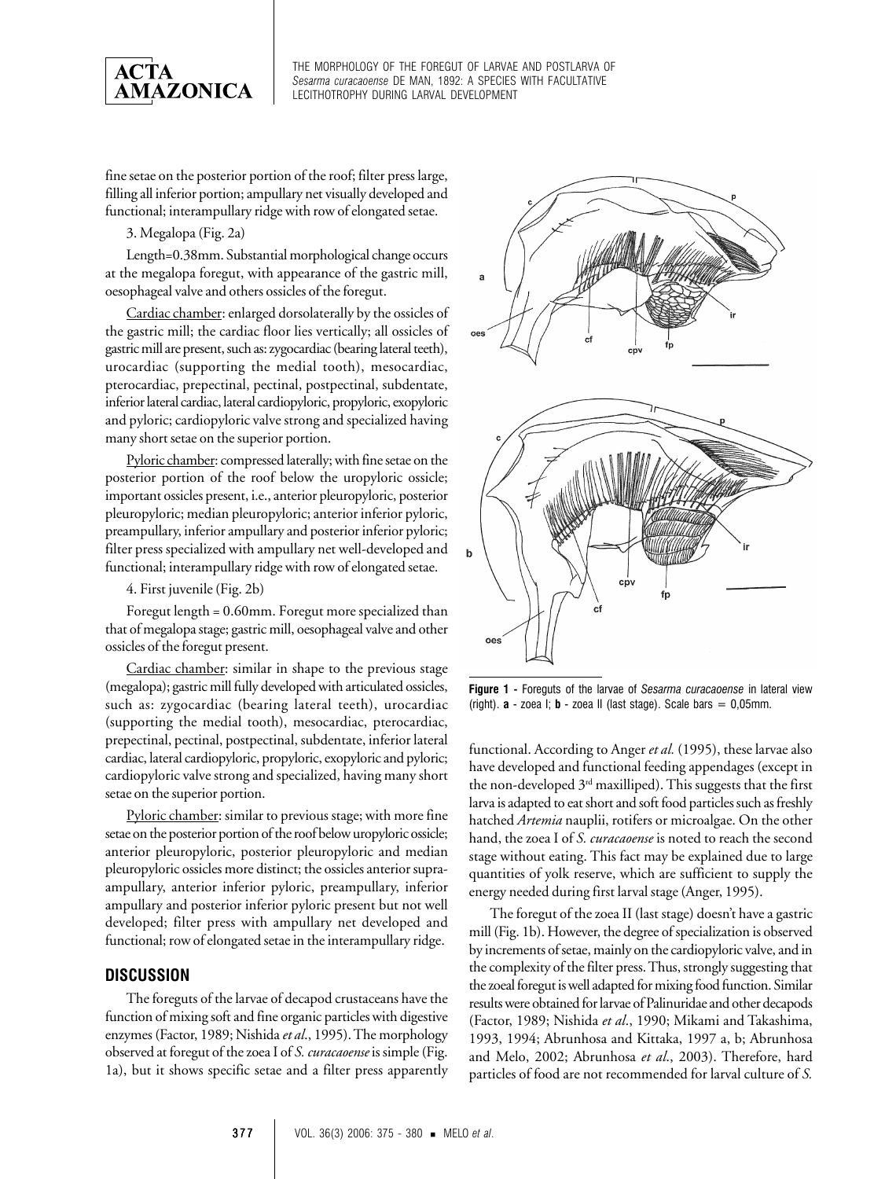fine setae on the posterior portion of the roof; filter press large, filling all inferior portion; ampullary net visually developed and functional; interampullary ridge with row of elongated setae.

3. Megalopa (Fig. 2a)

Length=0.38mm. Substantial morphological change occurs at the megalopa foregut, with appearance of the gastric mill, oesophageal valve and others ossicles of the foregut.

Cardiac chamber: enlarged dorsolaterally by the ossicles of the gastric mill; the cardiac floor lies vertically; all ossicles of gastric mill are present, such as: zygocardiac (bearing lateral teeth), urocardiac (supporting the medial tooth), mesocardiac, pterocardiac, prepectinal, pectinal, postpectinal, subdentate, inferior lateral cardiac, lateral cardiopyloric, propyloric, exopyloric and pyloric; cardiopyloric valve strong and specialized having many short setae on the superior portion.

Pyloric chamber: compressed laterally; with fine setae on the posterior portion of the roof below the uropyloric ossicle; important ossicles present, i.e., anterior pleuropyloric, posterior pleuropyloric; median pleuropyloric; anterior inferior pyloric, preampullary, inferior ampullary and posterior inferior pyloric; filter press specialized with ampullary net well-developed and functional; interampullary ridge with row of elongated setae.

4. First juvenile (Fig. 2b)

Foregut length = 0.60mm. Foregut more specialized than that of megalopa stage; gastric mill, oesophageal valve and other ossicles of the foregut present.

Cardiac chamber: similar in shape to the previous stage (megalopa); gastric mill fully developed with articulated ossicles, such as: zygocardiac (bearing lateral teeth), urocardiac (supporting the medial tooth), mesocardiac, pterocardiac, prepectinal, pectinal, postpectinal, subdentate, inferior lateral cardiac, lateral cardiopyloric, propyloric, exopyloric and pyloric; cardiopyloric valve strong and specialized, having many short setae on the superior portion.

Pyloric chamber: similar to previous stage; with more fine setae on the posterior portion of the roof below uropyloric ossicle; anterior pleuropyloric, posterior pleuropyloric and median pleuropyloric ossicles more distinct; the ossicles anterior supra-ampullary, anterior inferior pyloric, preampullary, inferior ampullary and posterior inferior pyloric present but not well developed; filter press with ampullary net developed and functional; row of elongated setae in the interampullary ridge.

## DISCUSSION

The foreguts of the larvae of decapod crustaceans have the function of mixing soft and fine organic particles with digestive enzymes (Factor, 1989; Nishida *et al.*, 1995). The morphology observed at foregut of the zoea I of *S. curacaoense* is simple (Fig. 1a), but it shows specific setae and a filter press apparently functional. According to Anger *et al.* (1995), these larvae also have developed and functional feeding appendages (except in the non-developed 3rd maxilliped). This suggests that the first larva is adapted to eat short and soft food particles such as freshly hatched *Artemia* nauplii, rotifers or microalgae. On the other hand, the zoea I of *S. curacaoense* is noted to reach the second stage without eating. This fact may be explained due to large quantities of yolk reserve, which are sufficient to supply the energy needed during first larval stage (Anger, 1995).

The foregut of the zoea II (last stage) doesn't have a gastric mill (Fig. 1b). However, the degree of specialization is observed by increments of setae, mainly on the cardiopyloric valve, and in the complexity of the filter press. Thus, strongly suggesting that the zoeal foregut is well adapted for mixing food function. Similar results were obtained for larvae of Palinuridae and other decapods (Factor, 1989; Nishida *et al.*, 1990; Mikami and Takashima, 1993, 1994; Abrunhosa and Kittaka, 1997 a, b; Abrunhosa and Melo, 2002; Abrunhosa *et al.*, 2003). Therefore, hard particles of food are not recommended for larval culture of *S.*

**Figure 1** - Foreguts of the larvae of *Sesarma curacaoense* in lateral view (right). **a** - zoea I; **b** - zoea II (last stage). Scale bars = 0,05mm.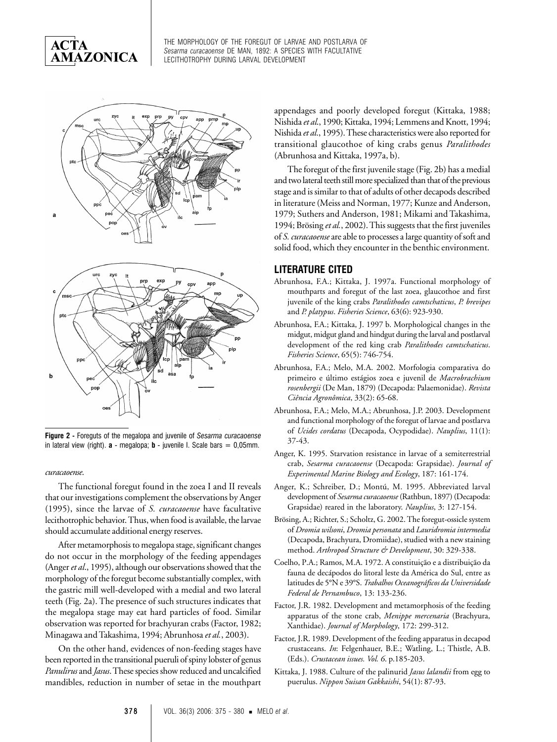**Figure 2 -** Foreguts of the megalopa and juvenile of *Sesarma curacaoense* in lateral view (right). **a** - megalopa; **b** - juvenile I. Scale bars = 0,05mm.

*curacaoense*.

The functional foregut found in the zoea I and II reveals that our investigations complement the observations by Anger (1995), since the larvae of *S. curacaoense* have facultative lecithotrophic behavior. Thus, when food is available, the larvae should accumulate additional energy reserves.

After metamorphosis to megalopa stage, significant changes do not occur in the morphology of the feeding appendages (Anger *et al*., 1995), although our observations showed that the morphology of the foregut become substantially complex, with the gastric mill well-developed with a medial and two lateral teeth (Fig. 2a). The presence of such structures indicates that the megalopa stage may eat hard particles of food. Similar observation was reported for brachyuran crabs (Factor, 1982; Minagawa and Takashima, 1994; Abrunhosa *et al.*, 2003).

On the other hand, evidences of non-feeding stages have been reported in the transitional pueruli of spiny lobster of genus *Panulirus* and *Jasus*. These species show reduced and uncalcified mandibles, reduction in number of setae in the mouthpart appendages and poorly developed foregut (Kittaka, 1988; Nishida *et al*., 1990; Kittaka, 1994; Lemmens and Knott, 1994; Nishida *et al*., 1995). These characteristics were also reported for transitional glaucothoe of king crabs genus *Paralithodes* (Abrunhosa and Kittaka, 1997a, b).

The foregut of the first juvenile stage (Fig. 2b) has a medial and two lateral teeth still more specialized than that of the previous stage and is similar to that of adults of other decapods described in literature (Meiss and Norman, 1977; Kunze and Anderson, 1979; Suthers and Anderson, 1981; Mikami and Takashima, 1994; Brösing *et al.*, 2002). This suggests that the first juveniles of *S. curacaoense* are able to processes a large quantity of soft and solid food, which they encounter in the benthic environment.

## LITERATURE CITED

Abrunhosa, F.A.; Kittaka, J. 1997a. Functional morphology of mouthparts and foregut of the last zoea, glaucothoe and first juvenile of the king crabs *Paralithodes camtschaticus*, *P. brevipes* and *P. platypus*. *Fisheries Science*, 63(6): 923-930.

Abrunhosa, F.A.; Kittaka, J. 1997 b. Morphological changes in the midgut, midgut gland and hindgut during the larval and postlarval development of the red king crab *Paralithodes camtschaticus*. *Fisheries Science*, 65(5): 746-754.

Abrunhosa, F.A.; Melo, M.A. 2002. Morfologia comparativa do primeiro e último estágios zoea e juvenil de *Macrobrachium rosenbergii* (De Man, 1879) (Decapoda: Palaemonidae). *Revista Ciência Agronômica*, 33(2): 65-68.

Abrunhosa, F.A.; Melo, M.A.; Abrunhosa, J.P. 2003. Development and functional morphology of the foregut of larvae and postlarva of *Ucides cordatus* (Decapoda, Ocypodidae). *Nauplius*, 11(1): 37-43.

Anger, K. 1995. Starvation resistance in larvae of a semiterrestrial crab, *Sesarma curacaoense* (Decapoda: Grapsidae). *Journal of Experimental Marine Biology and Ecology*, 187: 161-174.

Anger, K.; Schreiber, D.; Montú, M. 1995. Abbreviated larval development of *Sesarma curacaoense* (Rathbun, 1897) (Decapoda: Grapsidae) reared in the laboratory. *Nauplius*, 3: 127-154.

Brösing, A.; Richter, S.; Scholtz, G. 2002. The foregut-ossicle system of *Dromia wilsoni*, *Dromia personata* and *Lauridromia intermedia* (Decapoda, Brachyura, Dromiidae), studied with a new staining method. *Arthropod Structure & Development*, 30: 329-338.

Coelho, P.A.; Ramos, M.A. 1972. A constituição e a distribuição da fauna de decápodos do litoral leste da América do Sul, entre as latitudes de 5°N e 39°S. *Trabalhos Oceanográficos da Universidade Federal de Pernambuco*, 13: 133-236.

Factor, J.R. 1982. Development and metamorphosis of the feeding apparatus of the stone crab, *Menippe mercenaria* (Brachyura, Xanthidae). *Journal of Morphology*, 172: 299-312.

Factor, J.R. 1989. Development of the feeding apparatus in decapod crustaceans. *In*: Felgenhauer, B.E.; Watling, L.; Thistle, A.B. (Eds.). *Crustacean issues. Vol. 6*. p.185-203.

Kittaka, J. 1988. Culture of the palinurid *Jasus lalandii* from egg to puerulus. *Nippon Suisan Gakkaishi*, 54(1): 87-93.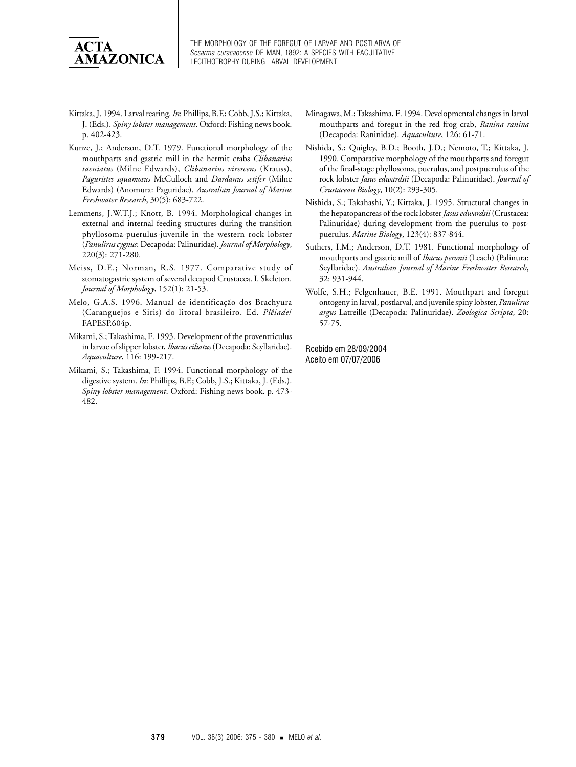Kittaka, J. 1994. Larval rearing. *In*: Phillips, B.F.; Cobb, J.S.; Kittaka, J. (Eds.). *Spiny lobster management*. Oxford: Fishing news book. p. 402-423.

Kunze, J.; Anderson, D.T. 1979. Functional morphology of the mouthparts and gastric mill in the hermit crabs *Clibanarius taeniatus* (Milne Edwards), *Clibanarius virescens* (Krauss), *Paguristes squamosus* McCulloch and *Dardanus setifer* (Milne Edwards) (Anomura: Paguridae). *Australian Journal of Marine Freshwater Research*, 30(5): 683-722.

Lemmens, J.W.T.J.; Knott, B. 1994. Morphological changes in external and internal feeding structures during the transition phyllosoma-puerulus-juvenile in the western rock lobster (*Panulirus cygnus*: Decapoda: Palinuridae). *Journal of Morphology*, 220(3): 271-280.

Meiss, D.E.; Norman, R.S. 1977. Comparative study of stomatogastric system of several decapod Crustacea. I. Skeleton. *Journal of Morphology*, 152(1): 21-53.

Melo, G.A.S. 1996. Manual de identificação dos Brachyura (Caranguejos e Siris) do litoral brasileiro. Ed. *Plêiade*/ FAPESP.604p.

Mikami, S.; Takashima, F. 1993. Development of the proventriculus in larvae of slipper lobster, *Ibacus ciliatus* (Decapoda: Scyllaridae). *Aquaculture*, 116: 199-217.

Mikami, S.; Takashima, F. 1994. Functional morphology of the digestive system. *In*: Phillips, B.F.; Cobb, J.S.; Kittaka, J. (Eds.). *Spiny lobster management*. Oxford: Fishing news book. p. 473-482.

Minagawa, M.; Takashima, F. 1994. Developmental changes in larval mouthparts and foregut in the red frog crab, *Ranina ranina* (Decapoda: Raninidae). *Aquaculture*, 126: 61-71.

Nishida, S.; Quigley, B.D.; Booth, J.D.; Nemoto, T.; Kittaka, J. 1990. Comparative morphology of the mouthparts and foregut of the final-stage phyllosoma, puerulus, and postpuerulus of the rock lobster *Jasus edwardsii* (Decapoda: Palinuridae). *Journal of Crustacean Biology*, 10(2): 293-305.

Nishida, S.; Takahashi, Y.; Kittaka, J. 1995. Structural changes in the hepatopancreas of the rock lobster *Jasus edwardsii* (Crustacea: Palinuridae) during development from the puerulus to post-puerulus. *Marine Biology*, 123(4): 837-844.

Suthers, I.M.; Anderson, D.T. 1981. Functional morphology of mouthparts and gastric mill of *Ibacus peronii* (Leach) (Palinura: Scyllaridae). *Australian Journal of Marine Freshwater Research*, 32: 931-944.

Wolfe, S.H.; Felgenhauer, B.E. 1991. Mouthpart and foregut ontogeny in larval, postlarval, and juvenile spiny lobster, *Panulirus argus* Latreille (Decapoda: Palinuridae). *Zoologica Scripta*, 20: 57-75.

Rcebido em 28/09/2004
Aceito em 07/07/2006